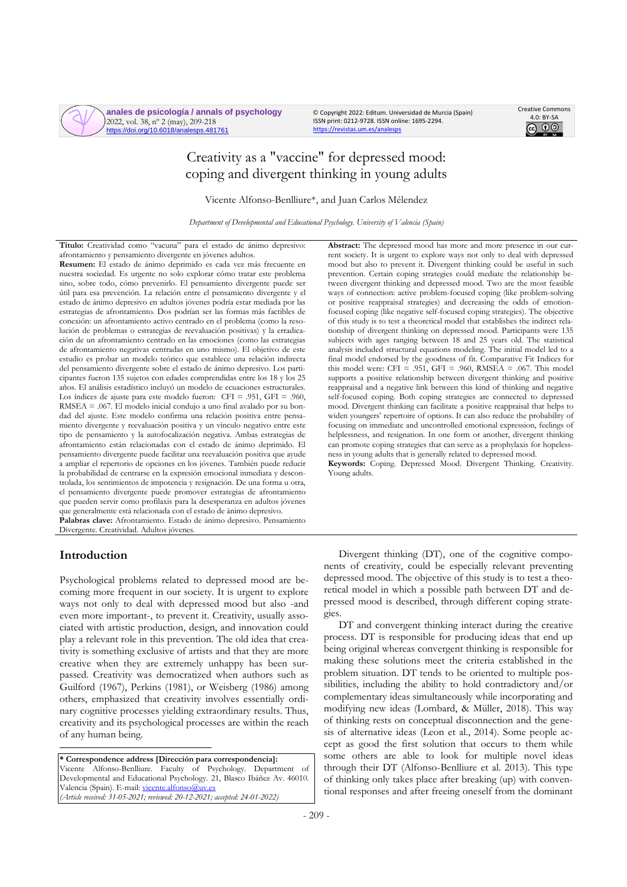# Creativity as a "vaccine" for depressed mood: coping and divergent thinking in young adults

Vicente Alfonso-Benlliure*, and Juan Carlos Mélendez

*Department of Developmental and Educational Psychology. University of Valencia (Spain)*

**Título:** Creatividad como "vacuna" para el estado de ánimo depresivo: afrontamiento y pensamiento divergente en jóvenes adultos.

**Resumen:** El estado de ánimo deprimido es cada vez más frecuente en nuestra sociedad. Es urgente no solo explorar cómo tratar este problema sino, sobre todo, cómo prevenirlo. El pensamiento divergente puede ser útil para esta prevención. La relación entre el pensamiento divergente y el estado de ánimo depresivo en adultos jóvenes podría estar mediada por las estrategias de afrontamiento. Dos podrían ser las formas más factibles de conexión: un afrontamiento activo centrado en el problema (como la resolución de problemas o estrategias de reevaluación positivas) y la erradicación de un afrontamiento centrado en las emociones (como las estrategias de afrontamiento negativas centradas en uno mismo). El objetivo de este estudio es probar un modelo teórico que establece una relación indirecta del pensamiento divergente sobre el estado de ánimo depresivo. Los participantes fueron 135 sujetos con edades comprendidas entre los 18 y los 25 años. El análisis estadístico incluyó un modelo de ecuaciones estructurales. Los índices de ajuste para este modelo fueron: CFI = .951, GFI = .960, RMSEA = .067. El modelo inicial condujo a uno final avalado por su bondad del ajuste. Este modelo confirma una relación positiva entre pensamiento divergente y reevaluación positiva y un vínculo negativo entre este tipo de pensamiento y la autofocalización negativa. Ambas estrategias de afrontamiento están relacionadas con el estado de ánimo deprimido. El pensamiento divergente puede facilitar una reevaluación positiva que ayude a ampliar el repertorio de opciones en los jóvenes. También puede reducir la probabilidad de centrarse en la expresión emocional inmediata y descontrolada, los sentimientos de impotencia y resignación. De una forma u otra, el pensamiento divergente puede promover estrategias de afrontamiento que pueden servir como profilaxis para la desesperanza en adultos jóvenes que generalmente está relacionada con el estado de ánimo depresivo.

**Palabras clave:** Afrontamiento. Estado de ánimo depresivo. Pensamiento Divergente. Creatividad. Adultos jóvenes.

**Abstract:** The depressed mood has more and more presence in our current society. It is urgent to explore ways not only to deal with depressed mood but also to prevent it. Divergent thinking could be useful in such prevention. Certain coping strategies could mediate the relationship between divergent thinking and depressed mood. Two are the most feasible ways of connection: active problem-focused coping (like problem-solving or positive reappraisal strategies) and decreasing the odds of emotion-focused coping (like negative self-focused coping strategies). The objective of this study is to test a theoretical model that establishes the indirect relationship of divergent thinking on depressed mood. Participants were 135 subjects with ages ranging between 18 and 25 years old. The statistical analysis included structural equations modeling. The initial model led to a final model endorsed by the goodness of fit. Comparative Fit Indices for this model were: CFI = .951, GFI = .960, RMSEA = .067. This model supports a positive relationship between divergent thinking and positive reappraisal and a negative link between this kind of thinking and negative self-focused coping. Both coping strategies are connected to depressed mood. Divergent thinking can facilitate a positive reappraisal that helps to widen youngers' repertoire of options. It can also reduce the probability of focusing on immediate and uncontrolled emotional expression, feelings of helplessness, and resignation. In one form or another, divergent thinking can promote coping strategies that can serve as a prophylaxis for hopelessness in young adults that is generally related to depressed mood.

**Keywords:** Coping. Depressed Mood. Divergent Thinking. Creativity. Young adults.

## Introduction

Psychological problems related to depressed mood are becoming more frequent in our society. It is urgent to explore ways not only to deal with depressed mood but also -and even more important-, to prevent it. Creativity, usually associated with artistic production, design, and innovation could play a relevant role in this prevention. The old idea that creativity is something exclusive of artists and that they are more creative when they are extremely unhappy has been surpassed. Creativity was democratized when authors such as Guilford (1967), Perkins (1981), or Weisberg (1986) among others, emphasized that creativity involves essentially ordinary cognitive processes yielding extraordinary results. Thus, creativity and its psychological processes are within the reach of any human being.

Divergent thinking (DT), one of the cognitive components of creativity, could be especially relevant preventing depressed mood. The objective of this study is to test a theoretical model in which a possible path between DT and depressed mood is described, through different coping strategies.

DT and convergent thinking interact during the creative process. DT is responsible for producing ideas that end up being original whereas convergent thinking is responsible for making these solutions meet the criteria established in the problem situation. DT tends to be oriented to multiple possibilities, including the ability to hold contradictory and/or complementary ideas simultaneously while incorporating and modifying new ideas (Lombard, & Müller, 2018). This way of thinking rests on conceptual disconnection and the genesis of alternative ideas (Leon et al., 2014). Some people accept as good the first solution that occurs to them while some others are able to look for multiple novel ideas through their DT (Alfonso-Benlliure et al. 2013). This type of thinking only takes place after breaking (up) with conventional responses and after freeing oneself from the dominant

---

\* **Correspondence address [Dirección para correspondencia]:** Vicente Alfonso-Benlliure. Faculty of Psychology. Department of Developmental and Educational Psychology. 21, Blasco Ibáñez Av. 46010. Valencia (Spain). E-mail: vicente.alfonso@uv.es

*(Article received: 31-05-2021; reviewed: 20-12-2021; accepted: 24-01-2022)*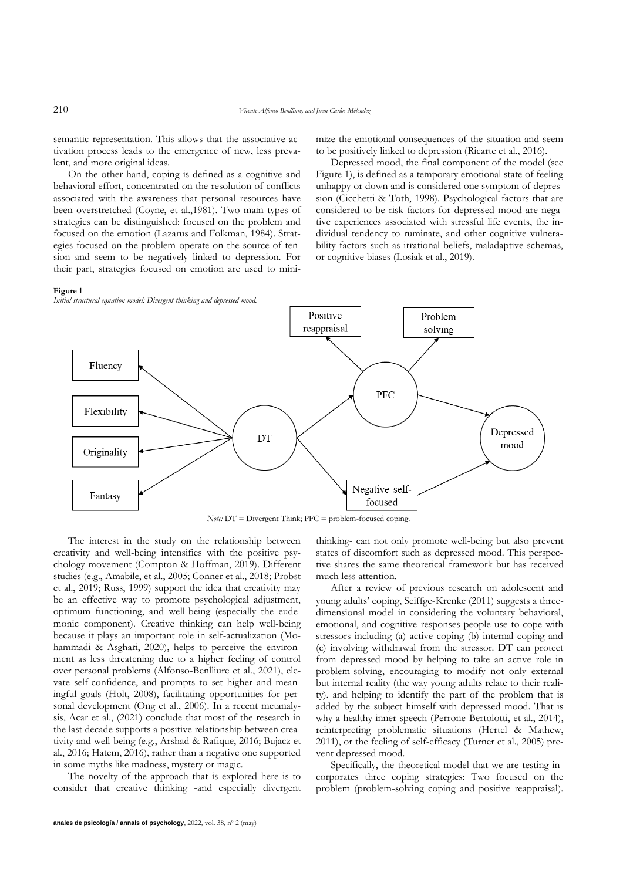semantic representation. This allows that the associative activation process leads to the emergence of new, less prevalent, and more original ideas.

On the other hand, coping is defined as a cognitive and behavioral effort, concentrated on the resolution of conflicts associated with the awareness that personal resources have been overstretched (Coyne, et al.,1981). Two main types of strategies can be distinguished: focused on the problem and focused on the emotion (Lazarus and Folkman, 1984). Strategies focused on the problem operate on the source of tension and seem to be negatively linked to depression. For their part, strategies focused on emotion are used to minimize the emotional consequences of the situation and seem to be positively linked to depression (Ricarte et al., 2016).

Depressed mood, the final component of the model (see Figure 1), is defined as a temporary emotional state of feeling unhappy or down and is considered one symptom of depression (Cicchetti & Toth, 1998). Psychological factors that are considered to be risk factors for depressed mood are negative experiences associated with stressful life events, the individual tendency to ruminate, and other cognitive vulnerability factors such as irrational beliefs, maladaptive schemas, or cognitive biases (Losiak et al., 2019).

**Figure 1**
*Initial structural equation model: Divergent thinking and depressed mood.*

*Note:* DT = Divergent Think; PFC = problem-focused coping.

The interest in the study on the relationship between creativity and well-being intensifies with the positive psychology movement (Compton & Hoffman, 2019). Different studies (e.g., Amabile, et al., 2005; Conner et al., 2018; Probst et al., 2019; Russ, 1999) support the idea that creativity may be an effective way to promote psychological adjustment, optimum functioning, and well-being (especially the eudemonic component). Creative thinking can help well-being because it plays an important role in self-actualization (Mohammadi & Asghari, 2020), helps to perceive the environment as less threatening due to a higher feeling of control over personal problems (Alfonso-Benlliure et al., 2021), elevate self-confidence, and prompts to set higher and meaningful goals (Holt, 2008), facilitating opportunities for personal development (Ong et al., 2006). In a recent metanalysis, Acar et al., (2021) conclude that most of the research in the last decade supports a positive relationship between creativity and well-being (e.g., Arshad & Rafique, 2016; Bujacz et al., 2016; Hatem, 2016), rather than a negative one supported in some myths like madness, mystery or magic.

The novelty of the approach that is explored here is to consider that creative thinking -and especially divergent thinking- can not only promote well-being but also prevent states of discomfort such as depressed mood. This perspective shares the same theoretical framework but has received much less attention.

After a review of previous research on adolescent and young adults' coping, Seiffge-Krenke (2011) suggests a three-dimensional model in considering the voluntary behavioral, emotional, and cognitive responses people use to cope with stressors including (a) active coping (b) internal coping and (c) involving withdrawal from the stressor. DT can protect from depressed mood by helping to take an active role in problem-solving, encouraging to modify not only external but internal reality (the way young adults relate to their reality), and helping to identify the part of the problem that is added by the subject himself with depressed mood. That is why a healthy inner speech (Perrone-Bertolotti, et al., 2014), reinterpreting problematic situations (Hertel & Mathew, 2011), or the feeling of self-efficacy (Turner et al., 2005) prevent depressed mood.

Specifically, the theoretical model that we are testing incorporates three coping strategies: Two focused on the problem (problem-solving coping and positive reappraisal).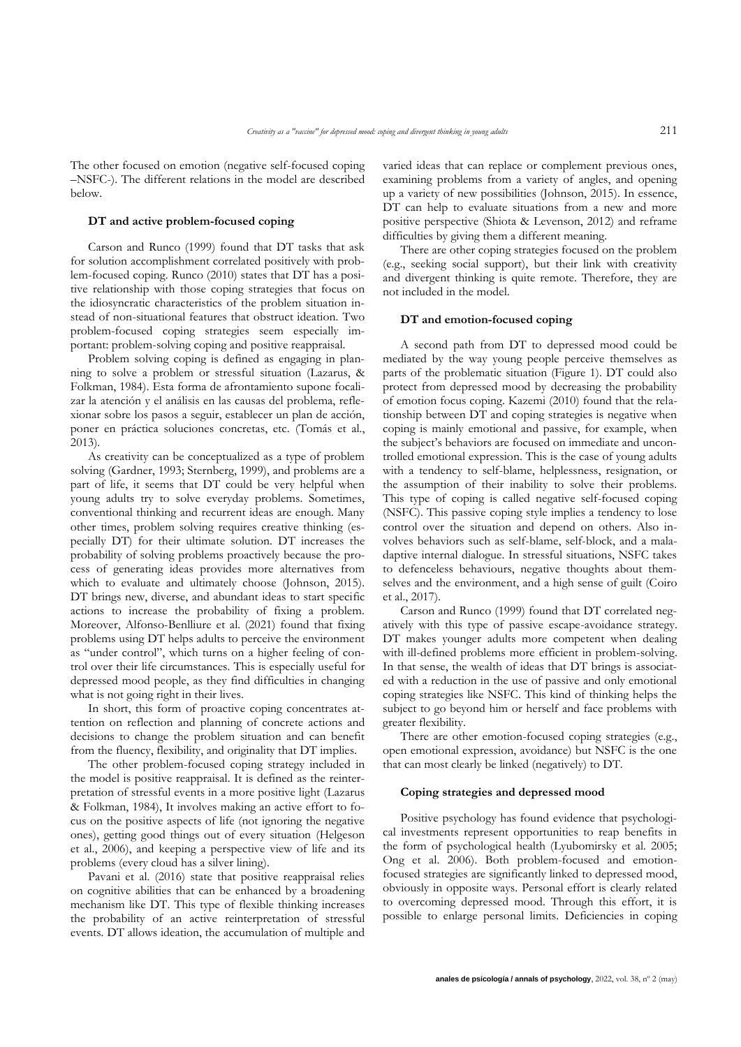The other focused on emotion (negative self-focused coping –NSFC-). The different relations in the model are described below.

### DT and active problem-focused coping

Carson and Runco (1999) found that DT tasks that ask for solution accomplishment correlated positively with problem-focused coping. Runco (2010) states that DT has a positive relationship with those coping strategies that focus on the idiosyncratic characteristics of the problem situation instead of non-situational features that obstruct ideation. Two problem-focused coping strategies seem especially important: problem-solving coping and positive reappraisal.

Problem solving coping is defined as engaging in planning to solve a problem or stressful situation (Lazarus, & Folkman, 1984). Esta forma de afrontamiento supone focalizar la atención y el análisis en las causas del problema, reflexionar sobre los pasos a seguir, establecer un plan de acción, poner en práctica soluciones concretas, etc. (Tomás et al., 2013).

As creativity can be conceptualized as a type of problem solving (Gardner, 1993; Sternberg, 1999), and problems are a part of life, it seems that DT could be very helpful when young adults try to solve everyday problems. Sometimes, conventional thinking and recurrent ideas are enough. Many other times, problem solving requires creative thinking (especially DT) for their ultimate solution. DT increases the probability of solving problems proactively because the process of generating ideas provides more alternatives from which to evaluate and ultimately choose (Johnson, 2015). DT brings new, diverse, and abundant ideas to start specific actions to increase the probability of fixing a problem. Moreover, Alfonso-Benlliure et al. (2021) found that fixing problems using DT helps adults to perceive the environment as "under control", which turns on a higher feeling of control over their life circumstances. This is especially useful for depressed mood people, as they find difficulties in changing what is not going right in their lives.

In short, this form of proactive coping concentrates attention on reflection and planning of concrete actions and decisions to change the problem situation and can benefit from the fluency, flexibility, and originality that DT implies.

The other problem-focused coping strategy included in the model is positive reappraisal. It is defined as the reinterpretation of stressful events in a more positive light (Lazarus & Folkman, 1984), It involves making an active effort to focus on the positive aspects of life (not ignoring the negative ones), getting good things out of every situation (Helgeson et al., 2006), and keeping a perspective view of life and its problems (every cloud has a silver lining).

Pavani et al. (2016) state that positive reappraisal relies on cognitive abilities that can be enhanced by a broadening mechanism like DT. This type of flexible thinking increases the probability of an active reinterpretation of stressful events. DT allows ideation, the accumulation of multiple and varied ideas that can replace or complement previous ones, examining problems from a variety of angles, and opening up a variety of new possibilities (Johnson, 2015). In essence, DT can help to evaluate situations from a new and more positive perspective (Shiota & Levenson, 2012) and reframe difficulties by giving them a different meaning.

There are other coping strategies focused on the problem (e.g., seeking social support), but their link with creativity and divergent thinking is quite remote. Therefore, they are not included in the model.

### DT and emotion-focused coping

A second path from DT to depressed mood could be mediated by the way young people perceive themselves as parts of the problematic situation (Figure 1). DT could also protect from depressed mood by decreasing the probability of emotion focus coping. Kazemi (2010) found that the relationship between DT and coping strategies is negative when coping is mainly emotional and passive, for example, when the subject's behaviors are focused on immediate and uncontrolled emotional expression. This is the case of young adults with a tendency to self-blame, helplessness, resignation, or the assumption of their inability to solve their problems. This type of coping is called negative self-focused coping (NSFC). This passive coping style implies a tendency to lose control over the situation and depend on others. Also involves behaviors such as self-blame, self-block, and a maladaptive internal dialogue. In stressful situations, NSFC takes to defenceless behaviours, negative thoughts about themselves and the environment, and a high sense of guilt (Coiro et al., 2017).

Carson and Runco (1999) found that DT correlated negatively with this type of passive escape-avoidance strategy. DT makes younger adults more competent when dealing with ill-defined problems more efficient in problem-solving. In that sense, the wealth of ideas that DT brings is associated with a reduction in the use of passive and only emotional coping strategies like NSFC. This kind of thinking helps the subject to go beyond him or herself and face problems with greater flexibility.

There are other emotion-focused coping strategies (e.g., open emotional expression, avoidance) but NSFC is the one that can most clearly be linked (negatively) to DT.

### Coping strategies and depressed mood

Positive psychology has found evidence that psychological investments represent opportunities to reap benefits in the form of psychological health (Lyubomirsky et al. 2005; Ong et al. 2006). Both problem-focused and emotion-focused strategies are significantly linked to depressed mood, obviously in opposite ways. Personal effort is clearly related to overcoming depressed mood. Through this effort, it is possible to enlarge personal limits. Deficiencies in coping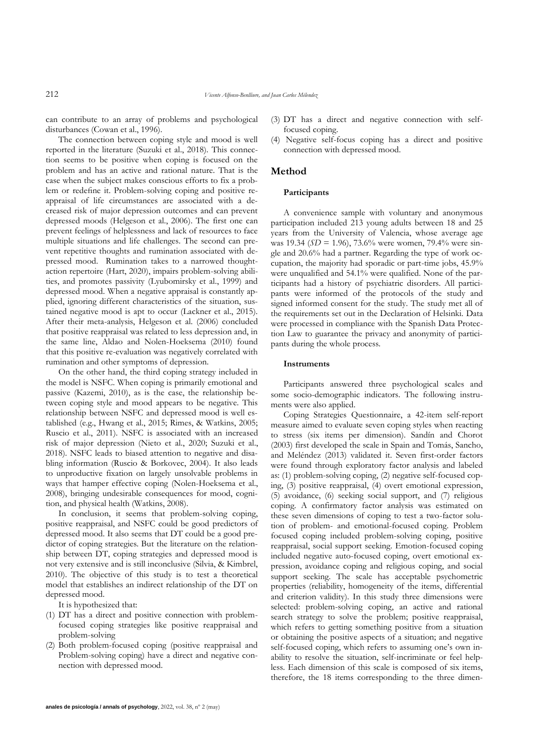can contribute to an array of problems and psychological disturbances (Cowan et al., 1996).

The connection between coping style and mood is well reported in the literature (Suzuki et al., 2018). This connection seems to be positive when coping is focused on the problem and has an active and rational nature. That is the case when the subject makes conscious efforts to fix a problem or redefine it. Problem-solving coping and positive reappraisal of life circumstances are associated with a decreased risk of major depression outcomes and can prevent depressed moods (Helgeson et al., 2006). The first one can prevent feelings of helplessness and lack of resources to face multiple situations and life challenges. The second can prevent repetitive thoughts and rumination associated with depressed mood. Rumination takes to a narrowed thought-action repertoire (Hart, 2020), impairs problem-solving abilities, and promotes passivity (Lyubomirsky et al., 1999) and depressed mood. When a negative appraisal is constantly applied, ignoring different characteristics of the situation, sustained negative mood is apt to occur (Lackner et al., 2015). After their meta-analysis, Helgeson et al. (2006) concluded that positive reappraisal was related to less depression and, in the same line, Aldao and Nolen-Hoeksema (2010) found that this positive re-evaluation was negatively correlated with rumination and other symptoms of depression.

On the other hand, the third coping strategy included in the model is NSFC. When coping is primarily emotional and passive (Kazemi, 2010), as is the case, the relationship between coping style and mood appears to be negative. This relationship between NSFC and depressed mood is well established (e.g., Hwang et al., 2015; Rimes, & Watkins, 2005; Ruscio et al., 2011). NSFC is associated with an increased risk of major depression (Nieto et al., 2020; Suzuki et al., 2018). NSFC leads to biased attention to negative and disabling information (Ruscio & Borkovec, 2004). It also leads to unproductive fixation on largely unsolvable problems in ways that hamper effective coping (Nolen-Hoeksema et al., 2008), bringing undesirable consequences for mood, cognition, and physical health (Watkins, 2008).

In conclusion, it seems that problem-solving coping, positive reappraisal, and NSFC could be good predictors of depressed mood. It also seems that DT could be a good predictor of coping strategies. But the literature on the relationship between DT, coping strategies and depressed mood is not very extensive and is still inconclusive (Silvia, & Kimbrel, 2010). The objective of this study is to test a theoretical model that establishes an indirect relationship of the DT on depressed mood.

It is hypothesized that:

(1) DT has a direct and positive connection with problem-focused coping strategies like positive reappraisal and problem-solving
(2) Both problem-focused coping (positive reappraisal and Problem-solving coping) have a direct and negative connection with depressed mood.
(3) DT has a direct and negative connection with self-focused coping.
(4) Negative self-focus coping has a direct and positive connection with depressed mood.

## Method

### Participants

A convenience sample with voluntary and anonymous participation included 213 young adults between 18 and 25 years from the University of Valencia, whose average age was 19.34 (*SD* = 1.96), 73.6% were women, 79.4% were single and 20.6% had a partner. Regarding the type of work occupation, the majority had sporadic or part-time jobs, 45.9% were unqualified and 54.1% were qualified. None of the participants had a history of psychiatric disorders. All participants were informed of the protocols of the study and signed informed consent for the study. The study met all of the requirements set out in the Declaration of Helsinki. Data were processed in compliance with the Spanish Data Protection Law to guarantee the privacy and anonymity of participants during the whole process.

### Instruments

Participants answered three psychological scales and some socio-demographic indicators. The following instruments were also applied.

Coping Strategies Questionnaire, a 42-item self-report measure aimed to evaluate seven coping styles when reacting to stress (six items per dimension). Sandín and Chorot (2003) first developed the scale in Spain and Tomás, Sancho, and Meléndez (2013) validated it. Seven first-order factors were found through exploratory factor analysis and labeled as: (1) problem-solving coping, (2) negative self-focused coping, (3) positive reappraisal, (4) overt emotional expression, (5) avoidance, (6) seeking social support, and (7) religious coping. A confirmatory factor analysis was estimated on these seven dimensions of coping to test a two-factor solution of problem- and emotional-focused coping. Problem focused coping included problem-solving coping, positive reappraisal, social support seeking. Emotion-focused coping included negative auto-focused coping, overt emotional expression, avoidance coping and religious coping, and social support seeking. The scale has acceptable psychometric properties (reliability, homogeneity of the items, differential and criterion validity). In this study three dimensions were selected: problem-solving coping, an active and rational search strategy to solve the problem; positive reappraisal, which refers to getting something positive from a situation or obtaining the positive aspects of a situation; and negative self-focused coping, which refers to assuming one's own inability to resolve the situation, self-incriminate or feel helpless. Each dimension of this scale is composed of six items, therefore, the 18 items corresponding to the three dimen-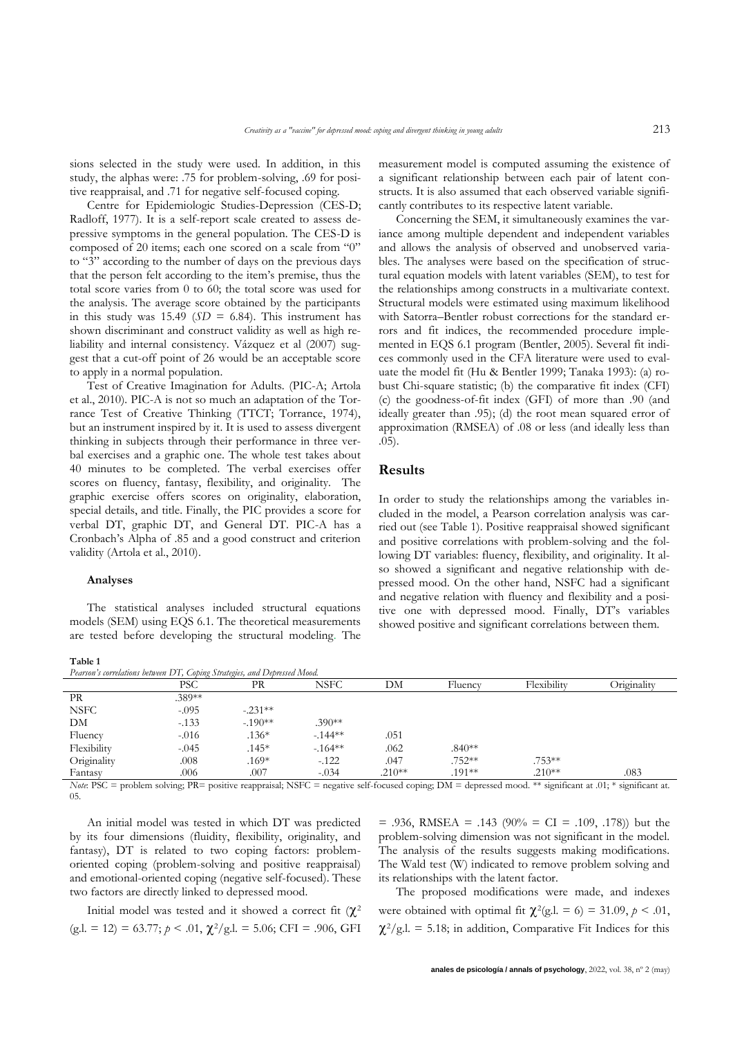sions selected in the study were used. In addition, in this study, the alphas were: .75 for problem-solving, .69 for positive reappraisal, and .71 for negative self-focused coping.

Centre for Epidemiologic Studies-Depression (CES-D; Radloff, 1977). It is a self-report scale created to assess depressive symptoms in the general population. The CES-D is composed of 20 items; each one scored on a scale from "0" to "3" according to the number of days on the previous days that the person felt according to the item's premise, thus the total score varies from 0 to 60; the total score was used for the analysis. The average score obtained by the participants in this study was 15.49 ($SD$ = 6.84). This instrument has shown discriminant and construct validity as well as high reliability and internal consistency. Vázquez et al (2007) suggest that a cut-off point of 26 would be an acceptable score to apply in a normal population.

Test of Creative Imagination for Adults. (PIC-A; Artola et al., 2010). PIC-A is not so much an adaptation of the Torrance Test of Creative Thinking (TTCT; Torrance, 1974), but an instrument inspired by it. It is used to assess divergent thinking in subjects through their performance in three verbal exercises and a graphic one. The whole test takes about 40 minutes to be completed. The verbal exercises offer scores on fluency, fantasy, flexibility, and originality. The graphic exercise offers scores on originality, elaboration, special details, and title. Finally, the PIC provides a score for verbal DT, graphic DT, and General DT. PIC-A has a Cronbach's Alpha of .85 and a good construct and criterion validity (Artola et al., 2010).

### Analyses

The statistical analyses included structural equations models (SEM) using EQS 6.1. The theoretical measurements are tested before developing the structural modeling. The measurement model is computed assuming the existence of a significant relationship between each pair of latent constructs. It is also assumed that each observed variable significantly contributes to its respective latent variable.

Concerning the SEM, it simultaneously examines the variance among multiple dependent and independent variables and allows the analysis of observed and unobserved variables. The analyses were based on the specification of structural equation models with latent variables (SEM), to test for the relationships among constructs in a multivariate context. Structural models were estimated using maximum likelihood with Satorra–Bentler robust corrections for the standard errors and fit indices, the recommended procedure implemented in EQS 6.1 program (Bentler, 2005). Several fit indices commonly used in the CFA literature were used to evaluate the model fit (Hu & Bentler 1999; Tanaka 1993): (a) robust Chi-square statistic; (b) the comparative fit index (CFI) (c) the goodness-of-fit index (GFI) of more than .90 (and ideally greater than .95); (d) the root mean squared error of approximation (RMSEA) of .08 or less (and ideally less than .05).

## Results

In order to study the relationships among the variables included in the model, a Pearson correlation analysis was carried out (see Table 1). Positive reappraisal showed significant and positive correlations with problem-solving and the following DT variables: fluency, flexibility, and originality. It also showed a significant and negative relationship with depressed mood. On the other hand, NSFC had a significant and negative relation with fluency and flexibility and a positive one with depressed mood. Finally, DT's variables showed positive and significant correlations between them.

**Table 1**
*Pearson's correlations between DT, Coping Strategies, and Depressed Mood.*

| | PSC | PR | NSFC | DM | Fluency | Flexibility | Originality |
|---|---|---|---|---|---|---|---|
| PR | .389** | | | | | | |
| NSFC | -.095 | -.231** | | | | | |
| DM | -.133 | -.190** | .390** | | | | |
| Fluency | -.016 | .136* | -.144** | .051 | | | |
| Flexibility | -.045 | .145* | -.164** | .062 | .840** | | |
| Originality | .008 | .169* | -.122 | .047 | .752** | .753** | |
| Fantasy | .006 | .007 | -.034 | .210** | .191** | .210** | .083 |

*Note*: PSC = problem solving; PR= positive reappraisal; NSFC = negative self-focused coping; DM = depressed mood. ** significant at .01; * significant at. 05.

An initial model was tested in which DT was predicted by its four dimensions (fluidity, flexibility, originality, and fantasy), DT is related to two coping factors: problem-oriented coping (problem-solving and positive reappraisal) and emotional-oriented coping (negative self-focused). These two factors are directly linked to depressed mood.

Initial model was tested and it showed a correct fit ($\chi^2$ (g.l. = 12) = 63.77; $p$ < .01, $\chi^2$/g.l. = 5.06; CFI = .906, GFI = .936, RMSEA = .143 (90% = CI = .109, .178)) but the problem-solving dimension was not significant in the model. The analysis of the results suggests making modifications. The Wald test (W) indicated to remove problem solving and its relationships with the latent factor.

The proposed modifications were made, and indexes were obtained with optimal fit $\chi^2$(g.l. = 6) = 31.09, $p$ < .01, $\chi^2$/g.l. = 5.18; in addition, Comparative Fit Indices for this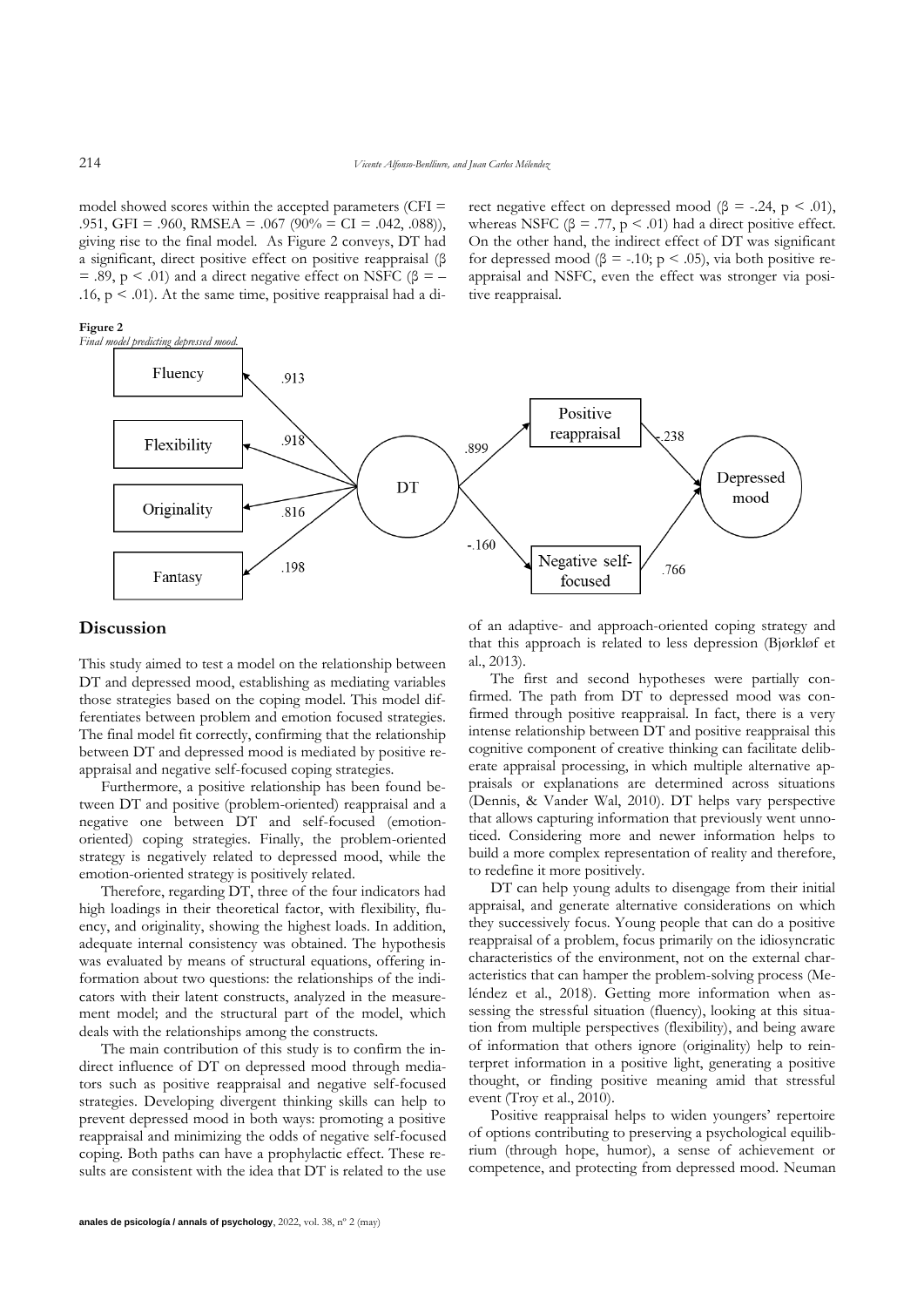model showed scores within the accepted parameters (CFI = .951, GFI = .960, RMSEA = .067 (90% = CI = .042, .088)), giving rise to the final model. As Figure 2 conveys, DT had a significant, direct positive effect on positive reappraisal ($\beta = .89$, $p < .01$) and a direct negative effect on NSFC ($\beta = -.16$, $p < .01$). At the same time, positive reappraisal had a direct negative effect on depressed mood ($\beta = -.24$, $p < .01$), whereas NSFC ($\beta = .77$, $p < .01$) had a direct positive effect. On the other hand, the indirect effect of DT was significant for depressed mood ($\beta = -.10$; $p < .05$), via both positive reappraisal and NSFC, even the effect was stronger via positive reappraisal.

**Figure 2**
*Final model predicting depressed mood.*

Fluency .913; Flexibility .918; Originality .816; Fantasy .198; DT → Positive reappraisal .899; DT → Negative self-focused -.160; Positive reappraisal → Depressed mood -.238; Negative self-focused → Depressed mood .766

## Discussion

This study aimed to test a model on the relationship between DT and depressed mood, establishing as mediating variables those strategies based on the coping model. This model differentiates between problem and emotion focused strategies. The final model fit correctly, confirming that the relationship between DT and depressed mood is mediated by positive reappraisal and negative self-focused coping strategies.

Furthermore, a positive relationship has been found between DT and positive (problem-oriented) reappraisal and a negative one between DT and self-focused (emotion-oriented) coping strategies. Finally, the problem-oriented strategy is negatively related to depressed mood, while the emotion-oriented strategy is positively related.

Therefore, regarding DT, three of the four indicators had high loadings in their theoretical factor, with flexibility, fluency, and originality, showing the highest loads. In addition, adequate internal consistency was obtained. The hypothesis was evaluated by means of structural equations, offering information about two questions: the relationships of the indicators with their latent constructs, analyzed in the measurement model; and the structural part of the model, which deals with the relationships among the constructs.

The main contribution of this study is to confirm the indirect influence of DT on depressed mood through mediators such as positive reappraisal and negative self-focused strategies. Developing divergent thinking skills can help to prevent depressed mood in both ways: promoting a positive reappraisal and minimizing the odds of negative self-focused coping. Both paths can have a prophylactic effect. These results are consistent with the idea that DT is related to the use of an adaptive- and approach-oriented coping strategy and that this approach is related to less depression (Bjørkløf et al., 2013).

The first and second hypotheses were partially confirmed. The path from DT to depressed mood was confirmed through positive reappraisal. In fact, there is a very intense relationship between DT and positive reappraisal this cognitive component of creative thinking can facilitate deliberate appraisal processing, in which multiple alternative appraisals or explanations are determined across situations (Dennis, & Vander Wal, 2010). DT helps vary perspective that allows capturing information that previously went unnoticed. Considering more and newer information helps to build a more complex representation of reality and therefore, to redefine it more positively.

DT can help young adults to disengage from their initial appraisal, and generate alternative considerations on which they successively focus. Young people that can do a positive reappraisal of a problem, focus primarily on the idiosyncratic characteristics of the environment, not on the external characteristics that can hamper the problem-solving process (Meléndez et al., 2018). Getting more information when assessing the stressful situation (fluency), looking at this situation from multiple perspectives (flexibility), and being aware of information that others ignore (originality) help to reinterpret information in a positive light, generating a positive thought, or finding positive meaning amid that stressful event (Troy et al., 2010).

Positive reappraisal helps to widen youngers' repertoire of options contributing to preserving a psychological equilibrium (through hope, humor), a sense of achievement or competence, and protecting from depressed mood. Neuman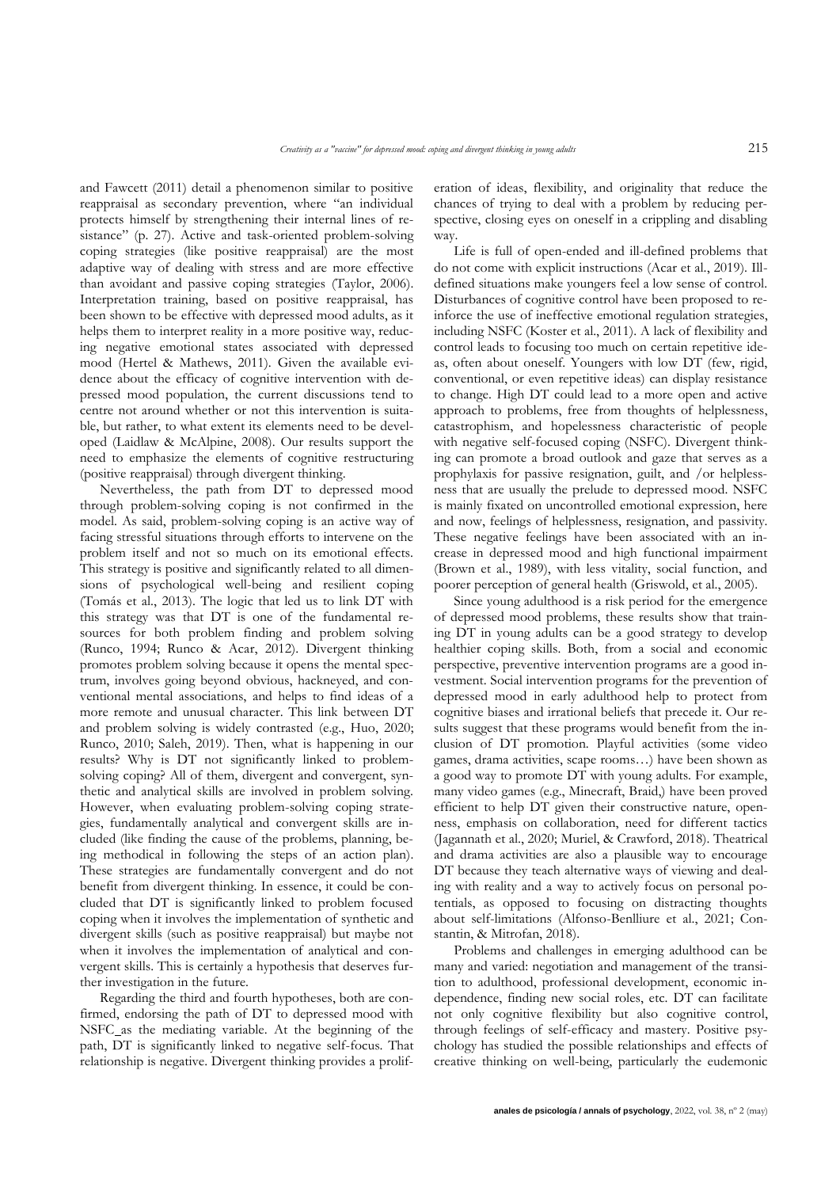and Fawcett (2011) detail a phenomenon similar to positive reappraisal as secondary prevention, where "an individual protects himself by strengthening their internal lines of resistance" (p. 27). Active and task-oriented problem-solving coping strategies (like positive reappraisal) are the most adaptive way of dealing with stress and are more effective than avoidant and passive coping strategies (Taylor, 2006). Interpretation training, based on positive reappraisal, has been shown to be effective with depressed mood adults, as it helps them to interpret reality in a more positive way, reducing negative emotional states associated with depressed mood (Hertel & Mathews, 2011). Given the available evidence about the efficacy of cognitive intervention with depressed mood population, the current discussions tend to centre not around whether or not this intervention is suitable, but rather, to what extent its elements need to be developed (Laidlaw & McAlpine, 2008). Our results support the need to emphasize the elements of cognitive restructuring (positive reappraisal) through divergent thinking.

Nevertheless, the path from DT to depressed mood through problem-solving coping is not confirmed in the model. As said, problem-solving coping is an active way of facing stressful situations through efforts to intervene on the problem itself and not so much on its emotional effects. This strategy is positive and significantly related to all dimensions of psychological well-being and resilient coping (Tomás et al., 2013). The logic that led us to link DT with this strategy was that DT is one of the fundamental resources for both problem finding and problem solving (Runco, 1994; Runco & Acar, 2012). Divergent thinking promotes problem solving because it opens the mental spectrum, involves going beyond obvious, hackneyed, and conventional mental associations, and helps to find ideas of a more remote and unusual character. This link between DT and problem solving is widely contrasted (e.g., Huo, 2020; Runco, 2010; Saleh, 2019). Then, what is happening in our results? Why is DT not significantly linked to problem-solving coping? All of them, divergent and convergent, synthetic and analytical skills are involved in problem solving. However, when evaluating problem-solving coping strategies, fundamentally analytical and convergent skills are included (like finding the cause of the problems, planning, being methodical in following the steps of an action plan). These strategies are fundamentally convergent and do not benefit from divergent thinking. In essence, it could be concluded that DT is significantly linked to problem focused coping when it involves the implementation of synthetic and divergent skills (such as positive reappraisal) but maybe not when it involves the implementation of analytical and convergent skills. This is certainly a hypothesis that deserves further investigation in the future.

Regarding the third and fourth hypotheses, both are confirmed, endorsing the path of DT to depressed mood with NSFC_as the mediating variable. At the beginning of the path, DT is significantly linked to negative self-focus. That relationship is negative. Divergent thinking provides a proliferation of ideas, flexibility, and originality that reduce the chances of trying to deal with a problem by reducing perspective, closing eyes on oneself in a crippling and disabling way.

Life is full of open-ended and ill-defined problems that do not come with explicit instructions (Acar et al., 2019). Ill-defined situations make youngers feel a low sense of control. Disturbances of cognitive control have been proposed to reinforce the use of ineffective emotional regulation strategies, including NSFC (Koster et al., 2011). A lack of flexibility and control leads to focusing too much on certain repetitive ideas, often about oneself. Youngers with low DT (few, rigid, conventional, or even repetitive ideas) can display resistance to change. High DT could lead to a more open and active approach to problems, free from thoughts of helplessness, catastrophism, and hopelessness characteristic of people with negative self-focused coping (NSFC). Divergent thinking can promote a broad outlook and gaze that serves as a prophylaxis for passive resignation, guilt, and /or helplessness that are usually the prelude to depressed mood. NSFC is mainly fixated on uncontrolled emotional expression, here and now, feelings of helplessness, resignation, and passivity. These negative feelings have been associated with an increase in depressed mood and high functional impairment (Brown et al., 1989), with less vitality, social function, and poorer perception of general health (Griswold, et al., 2005).

Since young adulthood is a risk period for the emergence of depressed mood problems, these results show that training DT in young adults can be a good strategy to develop healthier coping skills. Both, from a social and economic perspective, preventive intervention programs are a good investment. Social intervention programs for the prevention of depressed mood in early adulthood help to protect from cognitive biases and irrational beliefs that precede it. Our results suggest that these programs would benefit from the inclusion of DT promotion. Playful activities (some video games, drama activities, scape rooms…) have been shown as a good way to promote DT with young adults. For example, many video games (e.g., Minecraft, Braid,) have been proved efficient to help DT given their constructive nature, openness, emphasis on collaboration, need for different tactics (Jagannath et al., 2020; Muriel, & Crawford, 2018). Theatrical and drama activities are also a plausible way to encourage DT because they teach alternative ways of viewing and dealing with reality and a way to actively focus on personal potentials, as opposed to focusing on distracting thoughts about self-limitations (Alfonso-Benlliure et al., 2021; Constantin, & Mitrofan, 2018).

Problems and challenges in emerging adulthood can be many and varied: negotiation and management of the transition to adulthood, professional development, economic independence, finding new social roles, etc. DT can facilitate not only cognitive flexibility but also cognitive control, through feelings of self-efficacy and mastery. Positive psychology has studied the possible relationships and effects of creative thinking on well-being, particularly the eudemonic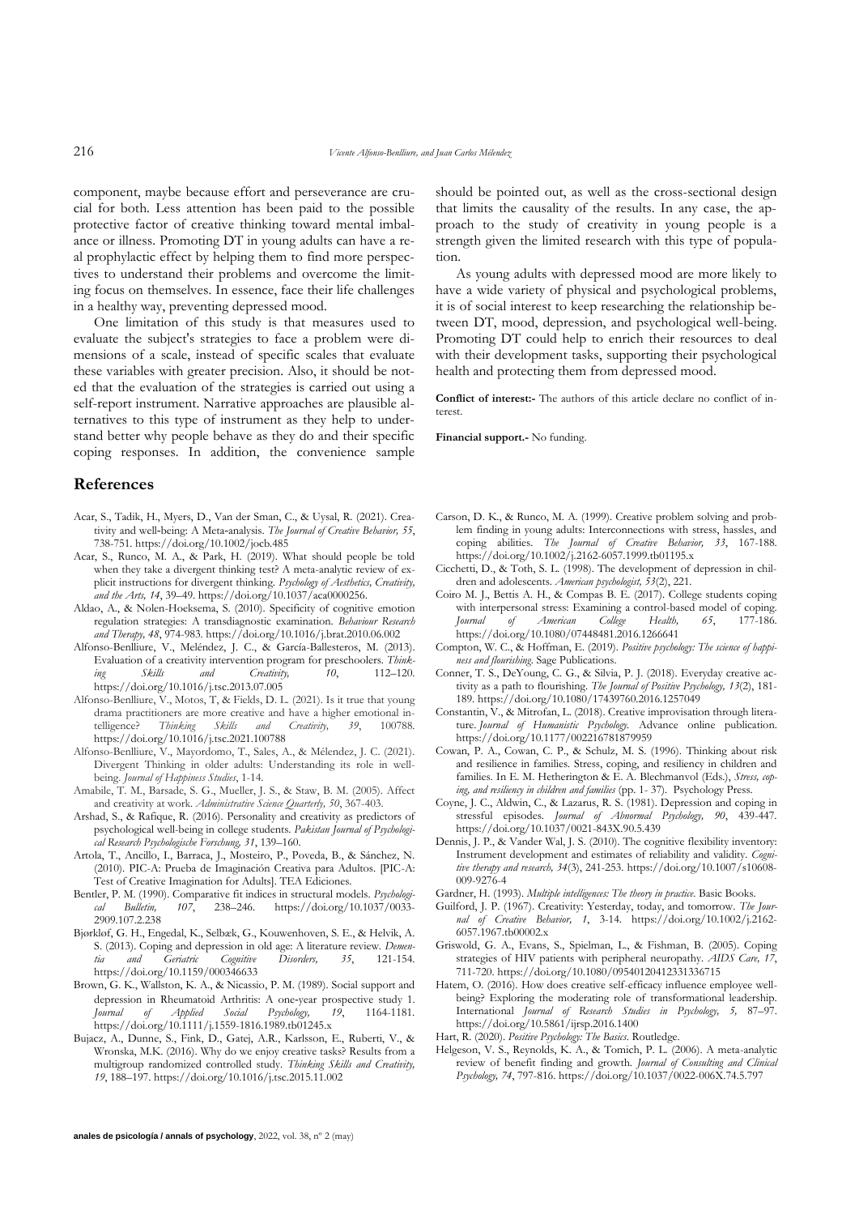component, maybe because effort and perseverance are crucial for both. Less attention has been paid to the possible protective factor of creative thinking toward mental imbalance or illness. Promoting DT in young adults can have a real prophylactic effect by helping them to find more perspectives to understand their problems and overcome the limiting focus on themselves. In essence, face their life challenges in a healthy way, preventing depressed mood.

One limitation of this study is that measures used to evaluate the subject's strategies to face a problem were dimensions of a scale, instead of specific scales that evaluate these variables with greater precision. Also, it should be noted that the evaluation of the strategies is carried out using a self-report instrument. Narrative approaches are plausible alternatives to this type of instrument as they help to understand better why people behave as they do and their specific coping responses. In addition, the convenience sample should be pointed out, as well as the cross-sectional design that limits the causality of the results. In any case, the approach to the study of creativity in young people is a strength given the limited research with this type of population.

As young adults with depressed mood are more likely to have a wide variety of physical and psychological problems, it is of social interest to keep researching the relationship between DT, mood, depression, and psychological well-being. Promoting DT could help to enrich their resources to deal with their development tasks, supporting their psychological health and protecting them from depressed mood.

**Conflict of interest:-** The authors of this article declare no conflict of interest.

**Financial support.-** No funding.

## References

Acar, S., Tadik, H., Myers, D., Van der Sman, C., & Uysal, R. (2021). Creativity and well-being: A Meta-analysis. *The Journal of Creative Behavior, 55*, 738-751. https://doi.org/10.1002/jocb.485

Acar, S., Runco, M. A., & Park, H. (2019). What should people be told when they take a divergent thinking test? A meta-analytic review of explicit instructions for divergent thinking. *Psychology of Aesthetics, Creativity, and the Arts, 14*, 39–49. https://doi.org/10.1037/aca0000256.

Aldao, A., & Nolen-Hoeksema, S. (2010). Specificity of cognitive emotion regulation strategies: A transdiagnostic examination. *Behaviour Research and Therapy, 48*, 974-983. https://doi.org/10.1016/j.brat.2010.06.002

Alfonso-Benlliure, V., Meléndez, J. C., & García-Ballesteros, M. (2013). Evaluation of a creativity intervention program for preschoolers. *Thinking Skills and Creativity, 10*, 112–120. https://doi.org/10.1016/j.tsc.2013.07.005

Alfonso-Benlliure, V., Motos, T, & Fields, D. L. (2021). Is it true that young drama practitioners are more creative and have a higher emotional intelligence? *Thinking Skills and Creativity, 39*, 100788. https://doi.org/10.1016/j.tsc.2021.100788

Alfonso-Benlliure, V., Mayordomo, T., Sales, A., & Mélendez, J. C. (2021). Divergent Thinking in older adults: Understanding its role in well-being. *Journal of Happiness Studies*, 1-14.

Amabile, T. M., Barsade, S. G., Mueller, J. S., & Staw, B. M. (2005). Affect and creativity at work. *Administrative Science Quarterly, 50*, 367-403.

Arshad, S., & Rafique, R. (2016). Personality and creativity as predictors of psychological well-being in college students. *Pakistan Journal of Psychological Research Psychologische Forschung, 31*, 139–160.

Artola, T., Ancillo, I., Barraca, J., Mosteiro, P., Poveda, B., & Sánchez, N. (2010). PIC-A: Prueba de Imaginación Creativa para Adultos. [PIC-A: Test of Creative Imagination for Adults]. TEA Ediciones.

Bentler, P. M. (1990). Comparative fit indices in structural models. *Psychological Bulletin, 107*, 238–246. https://doi.org/10.1037/0033-2909.107.2.238

Bjørkløf, G. H., Engedal, K., Selbæk, G., Kouwenhoven, S. E., & Helvik, A. S. (2013). Coping and depression in old age: A literature review. *Dementia and Geriatric Cognitive Disorders, 35*, 121-154. https://doi.org/10.1159/000346633

Brown, G. K., Wallston, K. A., & Nicassio, P. M. (1989). Social support and depression in Rheumatoid Arthritis: A one-year prospective study 1. *Journal of Applied Social Psychology, 19*, 1164-1181. https://doi.org/10.1111/j.1559-1816.1989.tb01245.x

Bujacz, A., Dunne, S., Fink, D., Gatej, A.R., Karlsson, E., Ruberti, V., & Wronska, M.K. (2016). Why do we enjoy creative tasks? Results from a multigroup randomized controlled study. *Thinking Skills and Creativity, 19*, 188–197. https://doi.org/10.1016/j.tsc.2015.11.002

Carson, D. K., & Runco, M. A. (1999). Creative problem solving and problem finding in young adults: Interconnections with stress, hassles, and coping abilities. *The Journal of Creative Behavior, 33*, 167-188. https://doi.org/10.1002/j.2162-6057.1999.tb01195.x

Cicchetti, D., & Toth, S. L. (1998). The development of depression in children and adolescents. *American psychologist, 53*(2), 221.

Coiro M. J., Bettis A. H., & Compas B. E. (2017). College students coping with interpersonal stress: Examining a control-based model of coping. *Journal of American College Health, 65*, 177-186. https://doi.org/10.1080/07448481.2016.1266641

Compton, W. C., & Hoffman, E. (2019). *Positive psychology: The science of happiness and flourishing*. Sage Publications.

Conner, T. S., DeYoung, C. G., & Silvia, P. J. (2018). Everyday creative activity as a path to flourishing. *The Journal of Positive Psychology, 13*(2), 181-189. https://doi.org/10.1080/17439760.2016.1257049

Constantin, V., & Mitrofan, L. (2018). Creative improvisation through literature. *Journal of Humanistic Psychology*. Advance online publication. https://doi.org/10.1177/002216781879959

Cowan, P. A., Cowan, C. P., & Schulz, M. S. (1996). Thinking about risk and resilience in families. Stress, coping, and resiliency in children and families. In E. M. Hetherington & E. A. Blechmanvol (Eds.), *Stress, coping, and resiliency in children and families* (pp. 1- 37). Psychology Press.

Coyne, J. C., Aldwin, C., & Lazarus, R. S. (1981). Depression and coping in stressful episodes. *Journal of Abnormal Psychology, 90*, 439-447. https://doi.org/10.1037/0021-843X.90.5.439

Dennis, J. P., & Vander Wal, J. S. (2010). The cognitive flexibility inventory: Instrument development and estimates of reliability and validity. *Cognitive therapy and research, 34*(3), 241-253. https://doi.org/10.1007/s10608-009-9276-4

Gardner, H. (1993). *Multiple intelligences: The theory in practice*. Basic Books.

Guilford, J. P. (1967). Creativity: Yesterday, today, and tomorrow. *The Journal of Creative Behavior, 1*, 3-14. https://doi.org/10.1002/j.2162-6057.1967.tb00002.x

Griswold, G. A., Evans, S., Spielman, L., & Fishman, B. (2005). Coping strategies of HIV patients with peripheral neuropathy. *AIDS Care, 17*, 711-720. https://doi.org/10.1080/09540120412331336715

Hatem, O. (2016). How does creative self-efficacy influence employee well-being? Exploring the moderating role of transformational leadership. International *Journal of Research Studies in Psychology, 5*, 87–97. https://doi.org/10.5861/ijrsp.2016.1400

Hart, R. (2020). *Positive Psychology: The Basics*. Routledge.

Helgeson, V. S., Reynolds, K. A., & Tomich, P. L. (2006). A meta-analytic review of benefit finding and growth. *Journal of Consulting and Clinical Psychology, 74*, 797-816. https://doi.org/10.1037/0022-006X.74.5.797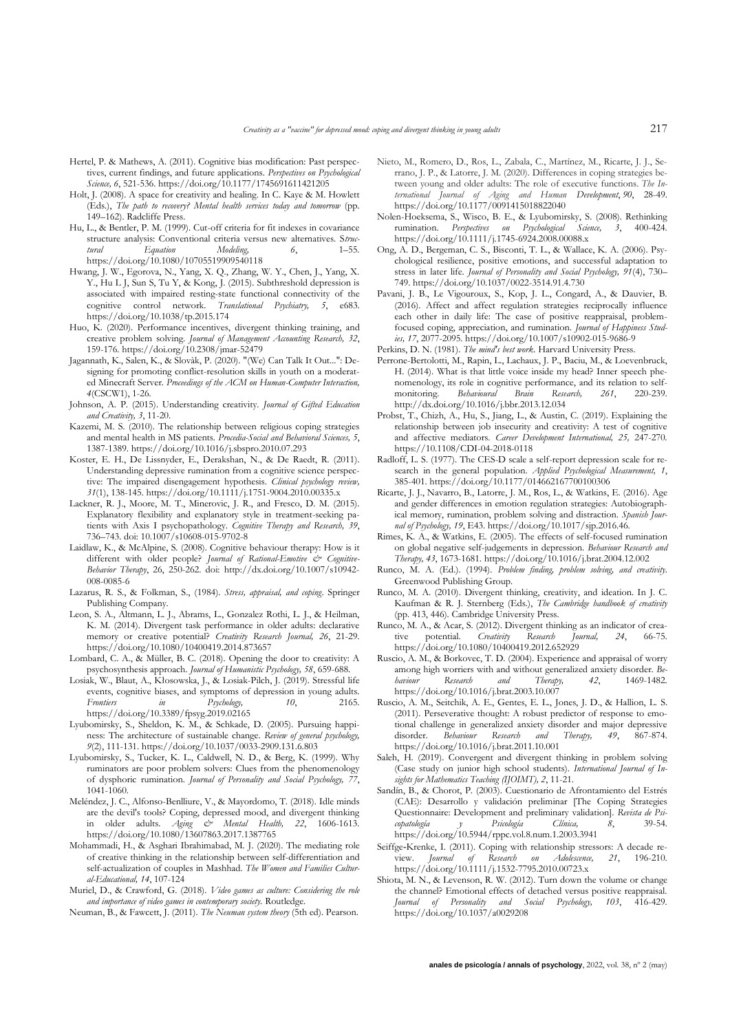Hertel, P. & Mathews, A. (2011). Cognitive bias modification: Past perspectives, current findings, and future applications. *Perspectives on Psychological Science, 6*, 521-536. https://doi.org/10.1177/1745691611421205

Holt, J. (2008). A space for creativity and healing. In C. Kaye & M. Howlett (Eds.), *The path to recovery? Mental health services today and tomorrow* (pp. 149–162). Radcliffe Press.

Hu, L., & Bentler, P. M. (1999). Cut-off criteria for fit indexes in covariance structure analysis: Conventional criteria versus new alternatives. *Structural Equation Modeling, 6*, 1–55. https://doi.org/10.1080/10705519909540118

Hwang, J. W., Egorova, N., Yang, X. Q., Zhang, W. Y., Chen, J., Yang, X. Y., Hu L J, Sun S, Tu Y, & Kong, J. (2015). Subthreshold depression is associated with impaired resting-state functional connectivity of the cognitive control network. *Translational Psychiatry, 5*, e683. https://doi.org/10.1038/tp.2015.174

Huo, K. (2020). Performance incentives, divergent thinking training, and creative problem solving. *Journal of Management Accounting Research, 32*, 159-176. https://doi.org/10.2308/jmar-52479

Jagannath, K., Salen, K., & Slovàk, P. (2020). "(We) Can Talk It Out...": Designing for promoting conflict-resolution skills in youth on a moderated Minecraft Server. *Proceedings of the ACM on Human-Computer Interaction, 4*(CSCW1), 1-26.

Johnson, A. P. (2015). Understanding creativity. *Journal of Gifted Education and Creativity, 3*, 11-20.

Kazemi, M. S. (2010). The relationship between religious coping strategies and mental health in MS patients. *Procedia-Social and Behavioral Sciences, 5*, 1387-1389. https://doi.org/10.1016/j.sbspro.2010.07.293

Koster, E. H., De Lissnyder, E., Derakshan, N., & De Raedt, R. (2011). Understanding depressive rumination from a cognitive science perspective: The impaired disengagement hypothesis. *Clinical psychology review, 31*(1), 138-145. https://doi.org/10.1111/j.1751-9004.2010.00335.x

Lackner, R. J., Moore, M. T., Minerovic, J. R., and Fresco, D. M. (2015). Explanatory flexibility and explanatory style in treatment-seeking patients with Axis I psychopathology. *Cognitive Therapy and Research, 39*, 736–743. doi: 10.1007/s10608-015-9702-8

Laidlaw, K., & McAlpine, S. (2008). Cognitive behaviour therapy: How is it different with older people? *Journal of Rational-Emotive & Cognitive-Behavior Therapy*, 26, 250-262. doi: http://dx.doi.org/10.1007/s10942-008-0085-6

Lazarus, R. S., & Folkman, S., (1984). *Stress, appraisal, and coping*. Springer Publishing Company.

Leon, S. A., Altmann, L. J., Abrams, L., Gonzalez Rothi, L. J., & Heilman, K. M. (2014). Divergent task performance in older adults: declarative memory or creative potential? *Creativity Research Journal, 26*, 21-29. https://doi.org/10.1080/10400419.2014.873657

Lombard, C. A., & Müller, B. C. (2018). Opening the door to creativity: A psychosynthesis approach. *Journal of Humanistic Psychology, 58*, 659-688.

Losiak, W., Blaut, A., Klosowska, J., & Losiak-Pilch, J. (2019). Stressful life events, cognitive biases, and symptoms of depression in young adults. *Frontiers in Psychology, 10*, 2165. https://doi.org/10.3389/fpsyg.2019.02165

Lyubomirsky, S., Sheldon, K. M., & Schkade, D. (2005). Pursuing happiness: The architecture of sustainable change. *Review of general psychology, 9*(2), 111-131. https://doi.org/10.1037/0033-2909.131.6.803

Lyubomirsky, S., Tucker, K. L., Caldwell, N. D., & Berg, K. (1999). Why ruminators are poor problem solvers: Clues from the phenomenology of dysphoric rumination. *Journal of Personality and Social Psychology, 77*, 1041-1060.

Meléndez, J. C., Alfonso-Benlliure, V., & Mayordomo, T. (2018). Idle minds are the devil's tools? Coping, depressed mood, and divergent thinking in older adults. *Aging & Mental Health, 22*, 1606-1613. https://doi.org/10.1080/13607863.2017.1387765

Mohammadi, H., & Asghari Ibrahimabad, M. J. (2020). The mediating role of creative thinking in the relationship between self-differentiation and self-actualization of couples in Mashhad. *The Women and Families Cultural-Educational, 14*, 107-124

Muriel, D., & Crawford, G. (2018). *Video games as culture: Considering the role and importance of video games in contemporary society*. Routledge.

Neuman, B., & Fawcett, J. (2011). *The Neuman system theory* (5th ed). Pearson.

Nieto, M., Romero, D., Ros, L., Zabala, C., Martínez, M., Ricarte, J. J., Serrano, J. P., & Latorre, J. M. (2020). Differences in coping strategies between young and older adults: The role of executive functions. *The International Journal of Aging and Human Development*, *90*, 28-49. https://doi.org/10.1177/0091415018822040

Nolen-Hoeksema, S., Wisco, B. E., & Lyubomirsky, S. (2008). Rethinking rumination. *Perspectives on Psychological Science, 3*, 400-424. https://doi.org/10.1111/j.1745-6924.2008.00088.x

Ong, A. D., Bergeman, C. S., Bisconti, T. L., & Wallace, K. A. (2006). Psychological resilience, positive emotions, and successful adaptation to stress in later life. *Journal of Personality and Social Psychology, 91*(4), 730–749. https://doi.org/10.1037/0022-3514.91.4.730

Pavani, J. B., Le Vigouroux, S., Kop, J. L., Congard, A., & Dauvier, B. (2016). Affect and affect regulation strategies reciprocally influence each other in daily life: The case of positive reappraisal, problem-focused coping, appreciation, and rumination. *Journal of Happiness Studies, 17*, 2077-2095. https://doi.org/10.1007/s10902-015-9686-9

Perkins, D. N. (1981). *The mind's best work*. Harvard University Press.

Perrone-Bertolotti, M., Rapin, L., Lachaux, J. P., Baciu, M., & Loevenbruck, H. (2014). What is that little voice inside my head? Inner speech phenomenology, its role in cognitive performance, and its relation to self-monitoring. *Behavioural Brain Research, 261*, 220-239. http://dx.doi.org/10.1016/j.bbr.2013.12.034

Probst, T., Chizh, A., Hu, S., Jiang, L., & Austin, C. (2019). Explaining the relationship between job insecurity and creativity: A test of cognitive and affective mediators. *Career Development International, 25,* 247-270. https://10.1108/CDI-04-2018-0118

Radloff, L. S. (1977). The CES-D scale a self-report depression scale for research in the general population. *Applied Psychological Measurement, 1*, 385-401. https://doi.org/10.1177/014662167700100306

Ricarte, J. J., Navarro, B., Latorre, J. M., Ros, L., & Watkins, E. (2016). Age and gender differences in emotion regulation strategies: Autobiographical memory, rumination, problem solving and distraction. *Spanish Journal of Psychology, 19*, E43. https://doi.org/10.1017/sjp.2016.46.

Rimes, K. A., & Watkins, E. (2005). The effects of self-focused rumination on global negative self-judgements in depression. *Behaviour Research and Therapy, 43*, 1673-1681. https://doi.org/10.1016/j.brat.2004.12.002

Runco, M. A. (Ed.). (1994). *Problem finding, problem solving, and creativity*. Greenwood Publishing Group.

Runco, M. A. (2010). Divergent thinking, creativity, and ideation. In J. C. Kaufman & R. J. Sternberg (Eds.), *The Cambridge handbook of creativity* (pp. 413, 446). Cambridge University Press.

Runco, M. A., & Acar, S. (2012). Divergent thinking as an indicator of creative potential. *Creativity Research Journal, 24*, 66-75. https://doi.org/10.1080/10400419.2012.652929

Ruscio, A. M., & Borkovec, T. D. (2004). Experience and appraisal of worry among high worriers with and without generalized anxiety disorder. *Behaviour Research and Therapy, 42*, 1469-1482. https://doi.org/10.1016/j.brat.2003.10.007

Ruscio, A. M., Seitchik, A. E., Gentes, E. L., Jones, J. D., & Hallion, L. S. (2011). Perseverative thought: A robust predictor of response to emotional challenge in generalized anxiety disorder and major depressive disorder. *Behaviour Research and Therapy, 49*, 867-874. https://doi.org/10.1016/j.brat.2011.10.001

Saleh, H. (2019). Convergent and divergent thinking in problem solving (Case study on junior high school students). *International Journal of Insights for Mathematics Teaching (IJOIMT), 2*, 11-21.

Sandín, B., & Chorot, P. (2003). Cuestionario de Afrontamiento del Estrés (CAE): Desarrollo y validación preliminar [The Coping Strategies Questionnaire: Development and preliminary validation]. *Revista de Psicopatología y Psicología Clínica, 8*, 39-54. https://doi.org/10.5944/rppc.vol.8.num.1.2003.3941

Seiffge-Krenke, I. (2011). Coping with relationship stressors: A decade review. *Journal of Research on Adolescence, 21*, 196-210. https://doi.org/10.1111/j.1532-7795.2010.00723.x

Shiota, M. N., & Levenson, R. W. (2012). Turn down the volume or change the channel? Emotional effects of detached versus positive reappraisal. *Journal of Personality and Social Psychology, 103*, 416-429. https://doi.org/10.1037/a0029208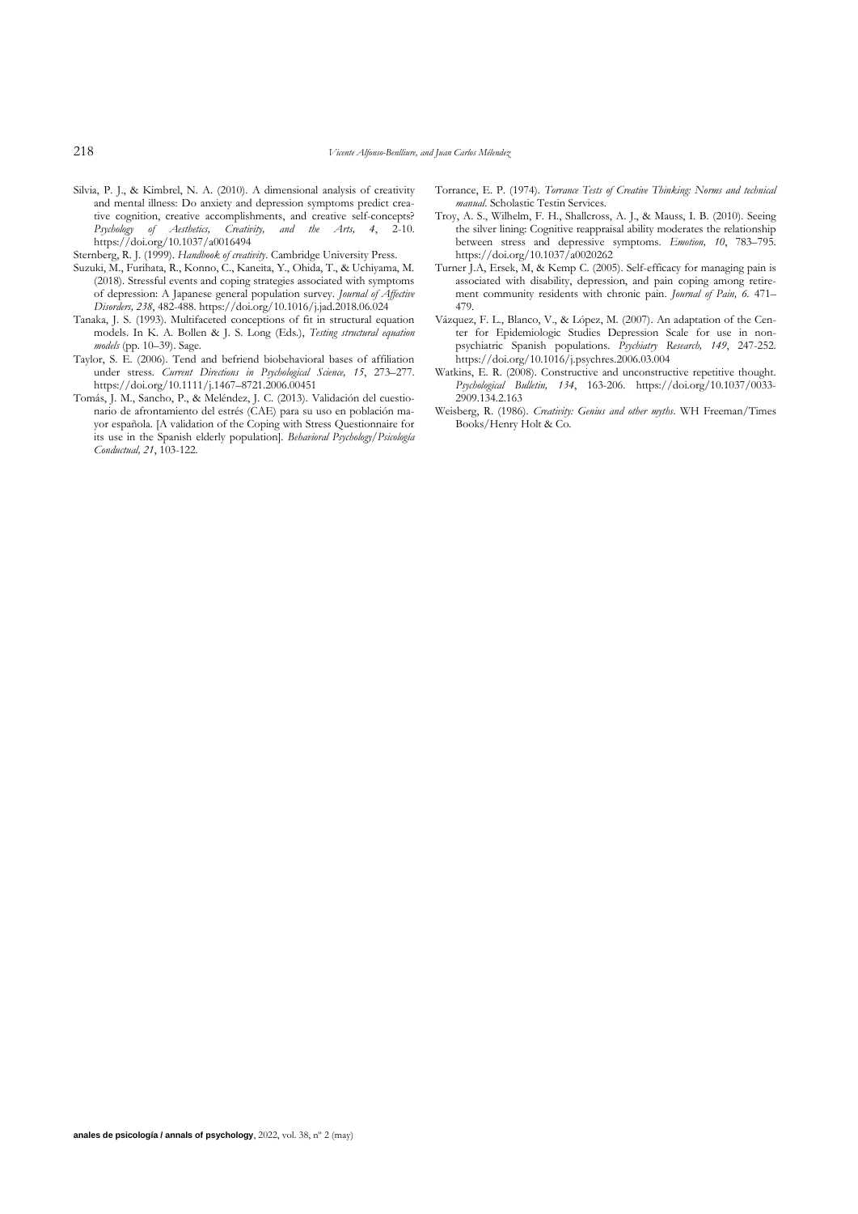Silvia, P. J., & Kimbrel, N. A. (2010). A dimensional analysis of creativity and mental illness: Do anxiety and depression symptoms predict creative cognition, creative accomplishments, and creative self-concepts? *Psychology of Aesthetics, Creativity, and the Arts, 4*, 2-10. https://doi.org/10.1037/a0016494

Sternberg, R. J. (1999). *Handbook of creativity*. Cambridge University Press.

Suzuki, M., Furihata, R., Konno, C., Kaneita, Y., Ohida, T., & Uchiyama, M. (2018). Stressful events and coping strategies associated with symptoms of depression: A Japanese general population survey. *Journal of Affective Disorders, 238*, 482-488. https://doi.org/10.1016/j.jad.2018.06.024

Tanaka, J. S. (1993). Multifaceted conceptions of fit in structural equation models. In K. A. Bollen & J. S. Long (Eds.), *Testing structural equation models* (pp. 10–39). Sage.

Taylor, S. E. (2006). Tend and befriend biobehavioral bases of affiliation under stress. *Current Directions in Psychological Science, 15*, 273–277. https://doi.org/10.1111/j.1467–8721.2006.00451

Tomás, J. M., Sancho, P., & Meléndez, J. C. (2013). Validación del cuestionario de afrontamiento del estrés (CAE) para su uso en población mayor española. [A validation of the Coping with Stress Questionnaire for its use in the Spanish elderly population]. *Behavioral Psychology/Psicología Conductual, 21*, 103-122.

Torrance, E. P. (1974). *Torrance Tests of Creative Thinking: Norms and technical manual*. Scholastic Testin Services.

Troy, A. S., Wilhelm, F. H., Shallcross, A. J., & Mauss, I. B. (2010). Seeing the silver lining: Cognitive reappraisal ability moderates the relationship between stress and depressive symptoms. *Emotion, 10*, 783–795. https://doi.org/10.1037/a0020262

Turner J.A, Ersek, M, & Kemp C. (2005). Self-efficacy for managing pain is associated with disability, depression, and pain coping among retirement community residents with chronic pain. *Journal of Pain, 6*. 471–479.

Vázquez, F. L., Blanco, V., & López, M. (2007). An adaptation of the Center for Epidemiologic Studies Depression Scale for use in non-psychiatric Spanish populations. *Psychiatry Research, 149*, 247-252. https://doi.org/10.1016/j.psychres.2006.03.004

Watkins, E. R. (2008). Constructive and unconstructive repetitive thought. *Psychological Bulletin, 134*, 163-206. https://doi.org/10.1037/0033-2909.134.2.163

Weisberg, R. (1986). *Creativity: Genius and other myths*. WH Freeman/Times Books/Henry Holt & Co.